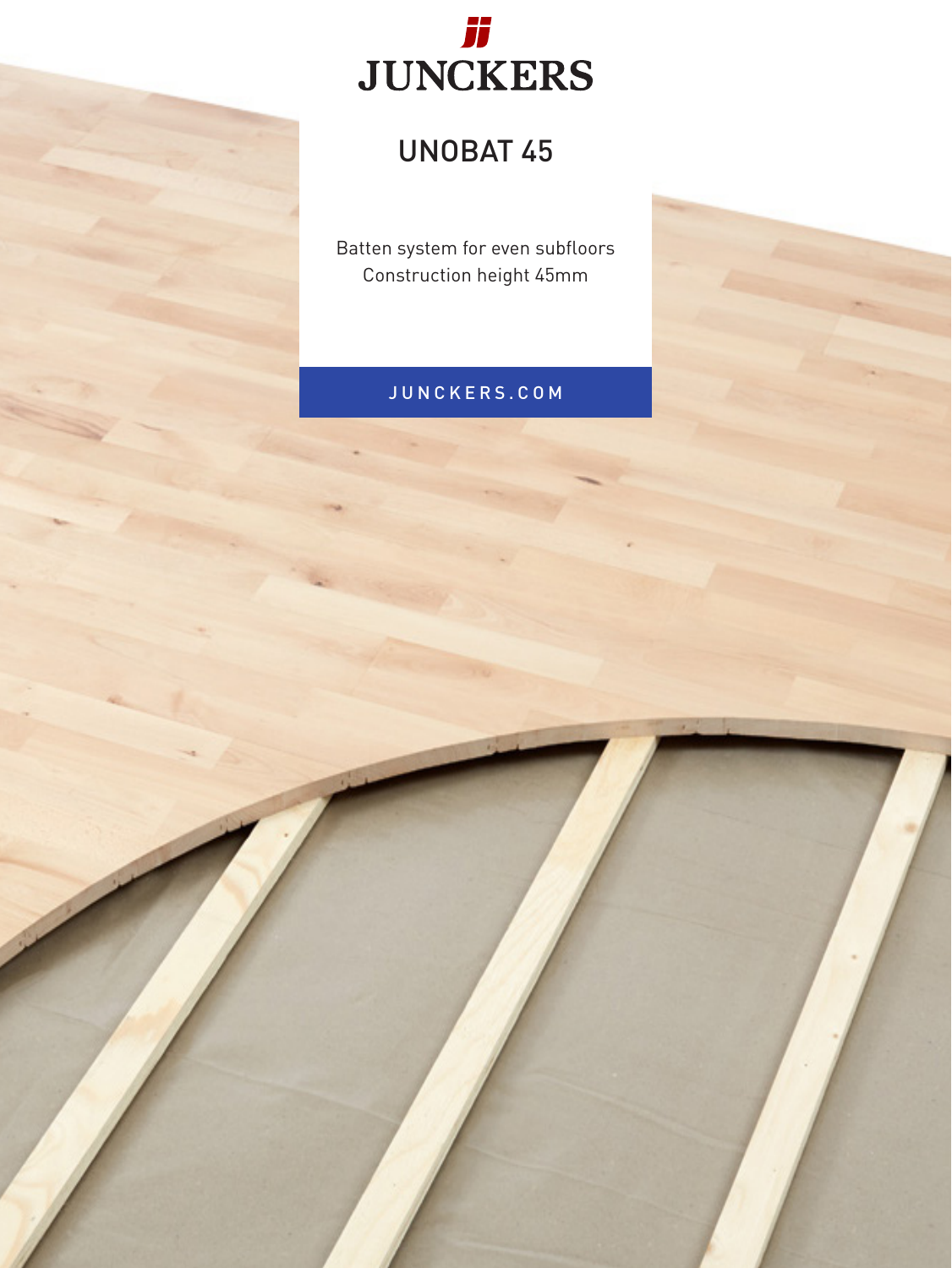# JUNCKERS

## UNOBAT 45

Batten system for even subfloors
Construction height 45mm

JUNCKERS.COM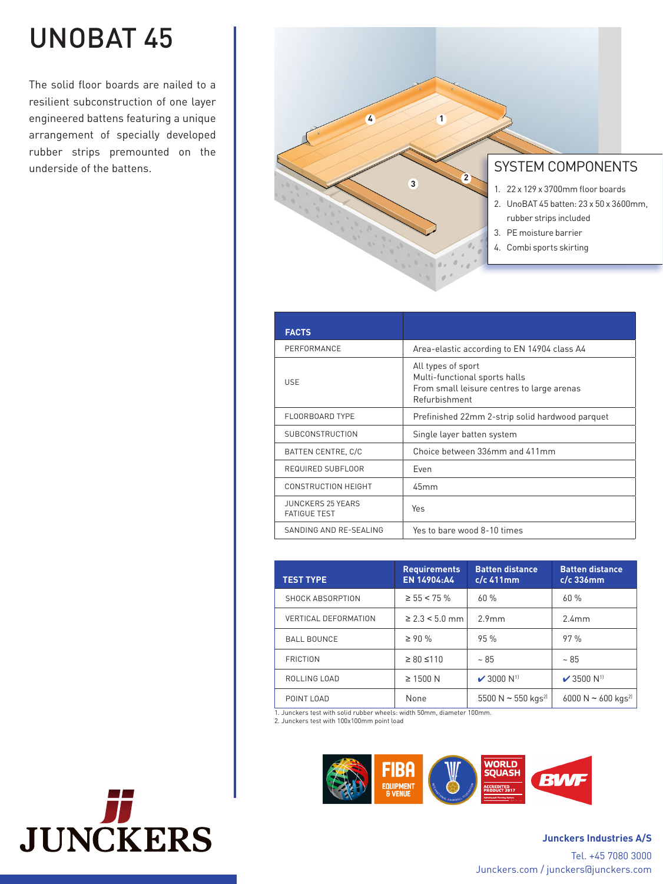# UNOBAT 45

The solid floor boards are nailed to a resilient subconstruction of one layer engineered battens featuring a unique arrangement of specially developed rubber strips premounted on the underside of the battens.

## SYSTEM COMPONENTS

1. 22 x 129 x 3700mm floor boards
2. UnoBAT 45 batten: 23 x 50 x 3600mm, rubber strips included
3. PE moisture barrier
4. Combi sports skirting

| FACTS | |
|---|---|
| PERFORMANCE | Area-elastic according to EN 14904 class A4 |
| USE | All types of sport<br>Multi-functional sports halls<br>From small leisure centres to large arenas<br>Refurbishment |
| FLOORBOARD TYPE | Prefinished 22mm 2-strip solid hardwood parquet |
| SUBCONSTRUCTION | Single layer batten system |
| BATTEN CENTRE, C/C | Choice between 336mm and 411mm |
| REQUIRED SUBFLOOR | Even |
| CONSTRUCTION HEIGHT | 45mm |
| JUNCKERS 25 YEARS FATIGUE TEST | Yes |
| SANDING AND RE-SEALING | Yes to bare wood 8-10 times |

| TEST TYPE | Requirements EN 14904:A4 | Batten distance c/c 411mm | Batten distance c/c 336mm |
|---|---|---|---|
| SHOCK ABSORPTION | ≥ 55 < 75 % | 60 % | 60 % |
| VERTICAL DEFORMATION | ≥ 2.3 < 5.0 mm | 2.9mm | 2.4mm |
| BALL BOUNCE | ≥ 90 % | 95 % | 97 % |
| FRICTION | ≥ 80 ≤110 | ~ 85 | ~ 85 |
| ROLLING LOAD | ≥ 1500 N | ✔ 3000 N[1] | ✔ 3500 N[1] |
| POINT LOAD | None | 5500 N ~ 550 kgs[2] | 6000 N ~ 600 kgs[2] |

1. Junckers test with solid rubber wheels: width 50mm, diameter 100mm.
2. Junckers test with 100x100mm point load

FIBA EQUIPMENT & VENUE | WORLD SQUASH ACCREDITED PRODUCT 2017 | BWF

JUNCKERS

**Junckers Industries A/S**

Tel. +45 7080 3000

Junckers.com / junckers@junckers.com